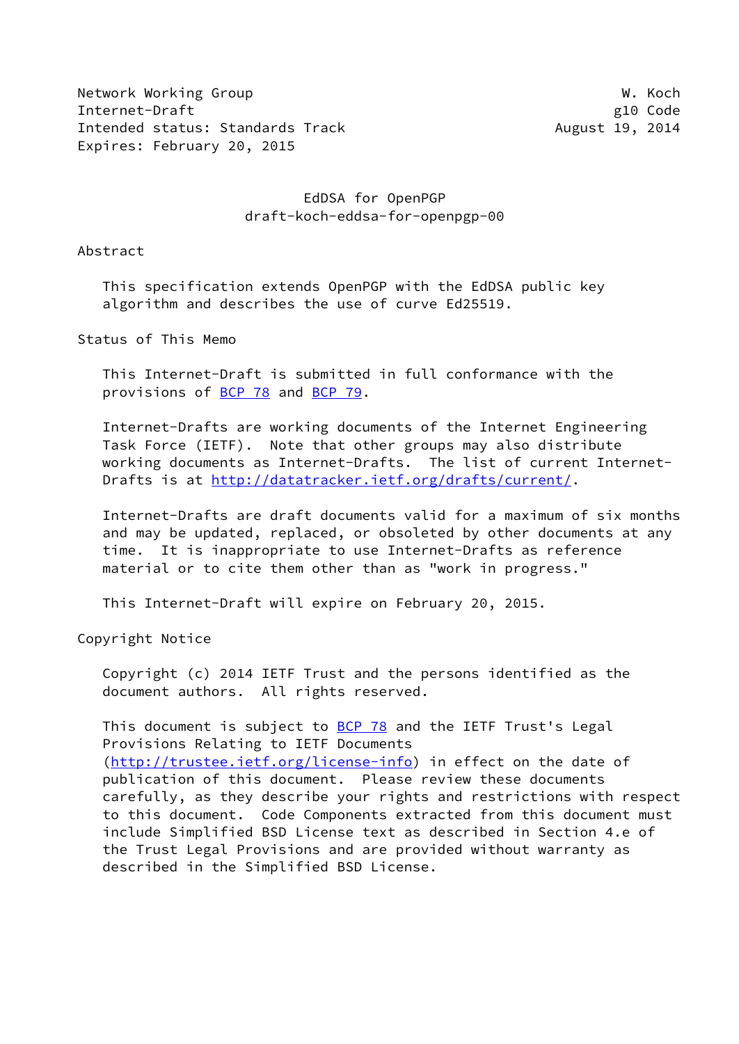Network Working Group W. Koch
Internet-Draft g10 Code
Intended status: Standards Track August 19, 2014
Expires: February 20, 2015

# EdDSA for OpenPGP
## draft-koch-eddsa-for-openpgp-00

## Abstract

This specification extends OpenPGP with the EdDSA public key algorithm and describes the use of curve Ed25519.

## Status of This Memo

This Internet-Draft is submitted in full conformance with the provisions of BCP 78 and BCP 79.

Internet-Drafts are working documents of the Internet Engineering Task Force (IETF). Note that other groups may also distribute working documents as Internet-Drafts. The list of current Internet-Drafts is at http://datatracker.ietf.org/drafts/current/.

Internet-Drafts are draft documents valid for a maximum of six months and may be updated, replaced, or obsoleted by other documents at any time. It is inappropriate to use Internet-Drafts as reference material or to cite them other than as "work in progress."

This Internet-Draft will expire on February 20, 2015.

## Copyright Notice

Copyright (c) 2014 IETF Trust and the persons identified as the document authors. All rights reserved.

This document is subject to BCP 78 and the IETF Trust's Legal Provisions Relating to IETF Documents (http://trustee.ietf.org/license-info) in effect on the date of publication of this document. Please review these documents carefully, as they describe your rights and restrictions with respect to this document. Code Components extracted from this document must include Simplified BSD License text as described in Section 4.e of the Trust Legal Provisions and are provided without warranty as described in the Simplified BSD License.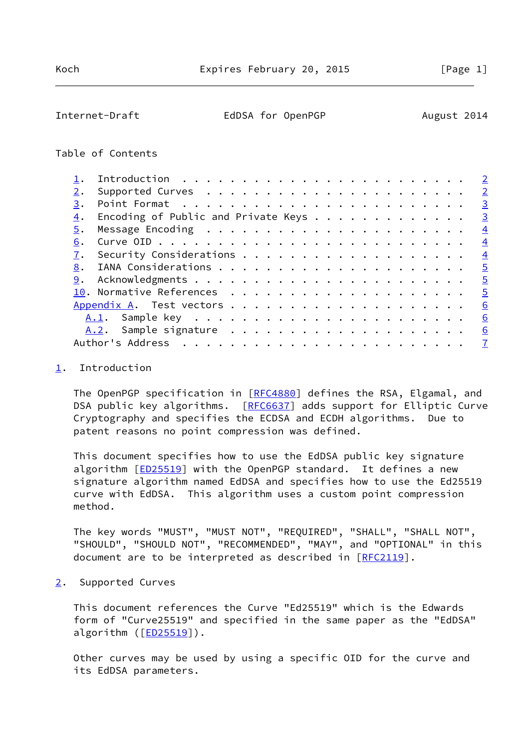## Table of Contents

1. Introduction . . . . . . . . . . . . . . . . . . . . . . . . 2
2. Supported Curves . . . . . . . . . . . . . . . . . . . . . . 2
3. Point Format . . . . . . . . . . . . . . . . . . . . . . . . 3
4. Encoding of Public and Private Keys . . . . . . . . . . . . . 3
5. Message Encoding . . . . . . . . . . . . . . . . . . . . . . 4
6. Curve OID . . . . . . . . . . . . . . . . . . . . . . . . . 4
7. Security Considerations . . . . . . . . . . . . . . . . . . . 4
8. IANA Considerations . . . . . . . . . . . . . . . . . . . . . 5
9. Acknowledgments . . . . . . . . . . . . . . . . . . . . . . . 5
10. Normative References . . . . . . . . . . . . . . . . . . . . 5

Appendix A. Test vectors . . . . . . . . . . . . . . . . . . . . 6
- A.1. Sample key . . . . . . . . . . . . . . . . . . . . . . . 6
- A.2. Sample signature . . . . . . . . . . . . . . . . . . . . 6

Author's Address . . . . . . . . . . . . . . . . . . . . . . . . 7

## 1. Introduction

The OpenPGP specification in [RFC4880] defines the RSA, Elgamal, and DSA public key algorithms. [RFC6637] adds support for Elliptic Curve Cryptography and specifies the ECDSA and ECDH algorithms. Due to patent reasons no point compression was defined.

This document specifies how to use the EdDSA public key signature algorithm [ED25519] with the OpenPGP standard. It defines a new signature algorithm named EdDSA and specifies how to use the Ed25519 curve with EdDSA. This algorithm uses a custom point compression method.

The key words "MUST", "MUST NOT", "REQUIRED", "SHALL", "SHALL NOT", "SHOULD", "SHOULD NOT", "RECOMMENDED", "MAY", and "OPTIONAL" in this document are to be interpreted as described in [RFC2119].

## 2. Supported Curves

This document references the Curve "Ed25519" which is the Edwards form of "Curve25519" and specified in the same paper as the "EdDSA" algorithm ([ED25519]).

Other curves may be used by using a specific OID for the curve and its EdDSA parameters.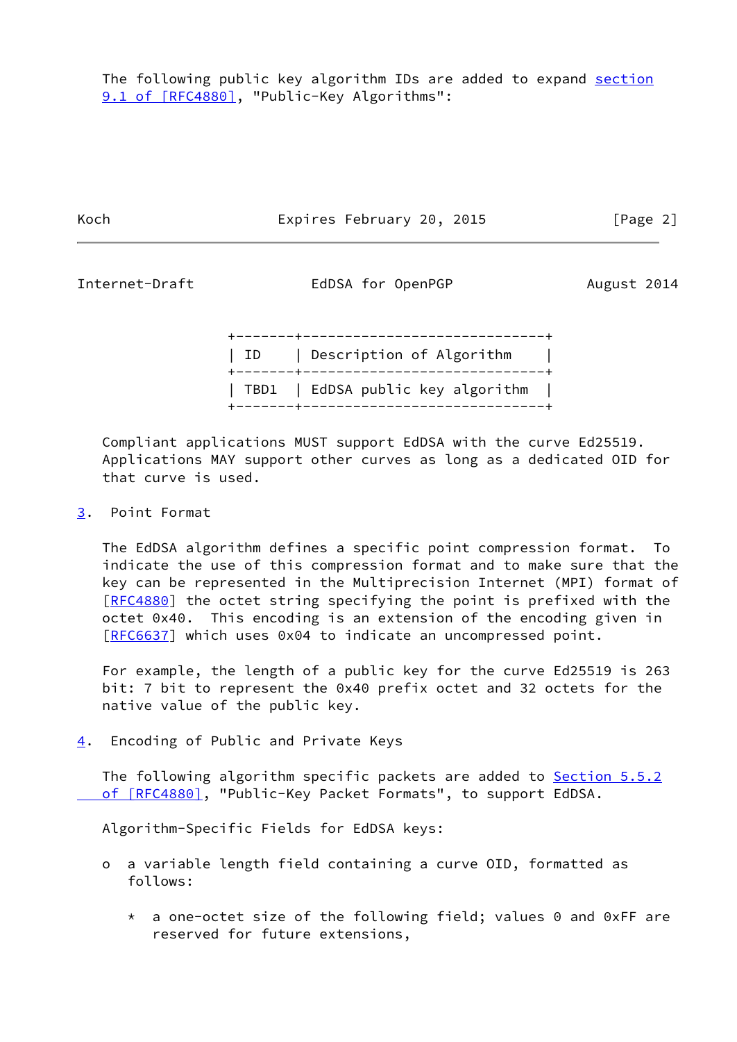The following public key algorithm IDs are added to expand section 9.1 of [RFC4880], "Public-Key Algorithms":

| ID | Description of Algorithm |
| --- | --- |
| TBD1 | EdDSA public key algorithm |

Compliant applications MUST support EdDSA with the curve Ed25519. Applications MAY support other curves as long as a dedicated OID for that curve is used.

## 3. Point Format

The EdDSA algorithm defines a specific point compression format. To indicate the use of this compression format and to make sure that the key can be represented in the Multiprecision Internet (MPI) format of [RFC4880] the octet string specifying the point is prefixed with the octet 0x40. This encoding is an extension of the encoding given in [RFC6637] which uses 0x04 to indicate an uncompressed point.

For example, the length of a public key for the curve Ed25519 is 263 bit: 7 bit to represent the 0x40 prefix octet and 32 octets for the native value of the public key.

## 4. Encoding of Public and Private Keys

The following algorithm specific packets are added to Section 5.5.2 of [RFC4880], "Public-Key Packet Formats", to support EdDSA.

Algorithm-Specific Fields for EdDSA keys:

- a variable length field containing a curve OID, formatted as follows:

  * a one-octet size of the following field; values 0 and 0xFF are reserved for future extensions,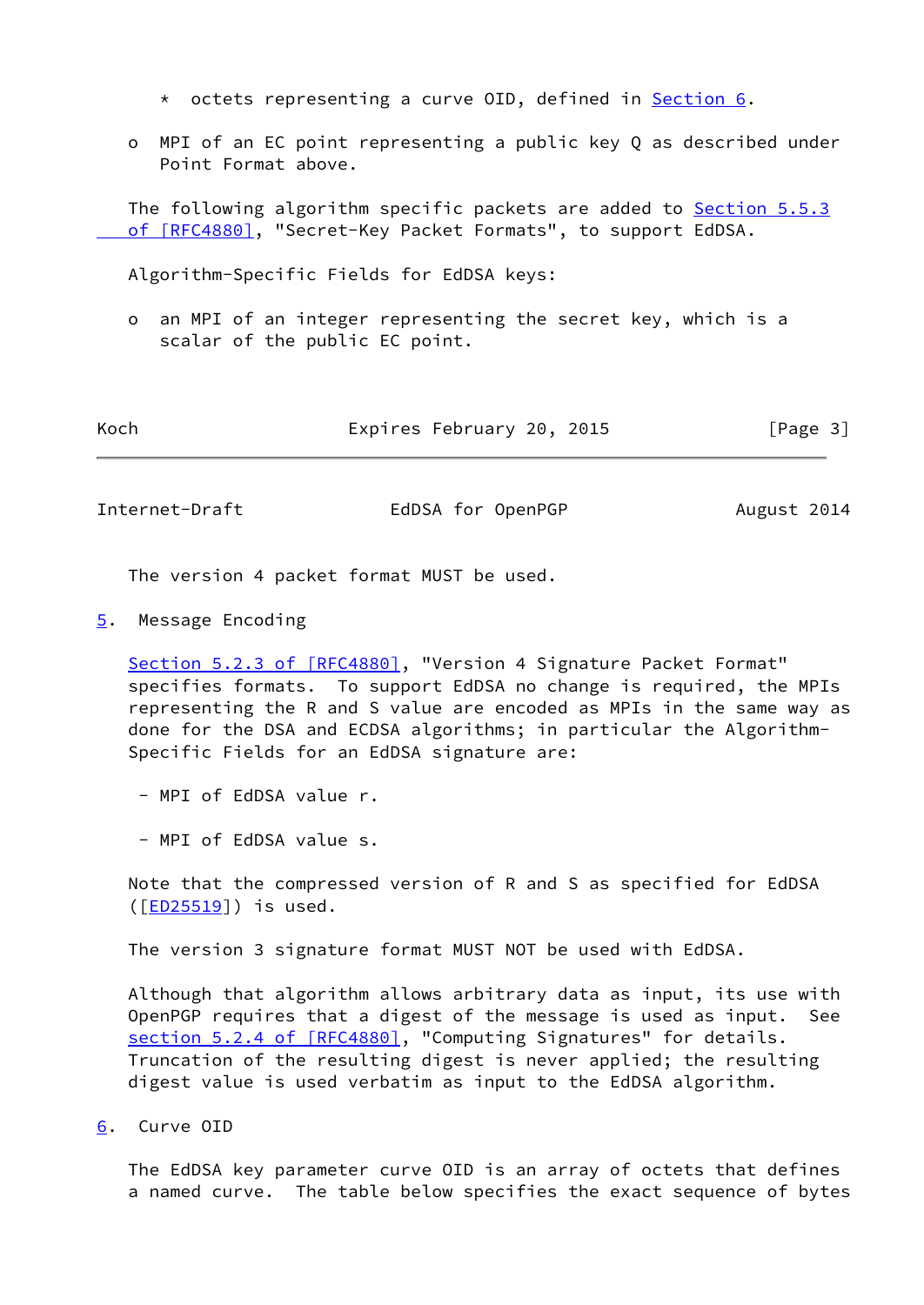* octets representing a curve OID, defined in Section 6.

o MPI of an EC point representing a public key Q as described under Point Format above.

The following algorithm specific packets are added to Section 5.5.3 of [RFC4880], "Secret-Key Packet Formats", to support EdDSA.

Algorithm-Specific Fields for EdDSA keys:

o an MPI of an integer representing the secret key, which is a scalar of the public EC point.

The version 4 packet format MUST be used.

## 5. Message Encoding

Section 5.2.3 of [RFC4880], "Version 4 Signature Packet Format" specifies formats. To support EdDSA no change is required, the MPIs representing the R and S value are encoded as MPIs in the same way as done for the DSA and ECDSA algorithms; in particular the Algorithm-Specific Fields for an EdDSA signature are:

- MPI of EdDSA value r.

- MPI of EdDSA value s.

Note that the compressed version of R and S as specified for EdDSA ([ED25519]) is used.

The version 3 signature format MUST NOT be used with EdDSA.

Although that algorithm allows arbitrary data as input, its use with OpenPGP requires that a digest of the message is used as input. See section 5.2.4 of [RFC4880], "Computing Signatures" for details. Truncation of the resulting digest is never applied; the resulting digest value is used verbatim as input to the EdDSA algorithm.

## 6. Curve OID

The EdDSA key parameter curve OID is an array of octets that defines a named curve. The table below specifies the exact sequence of bytes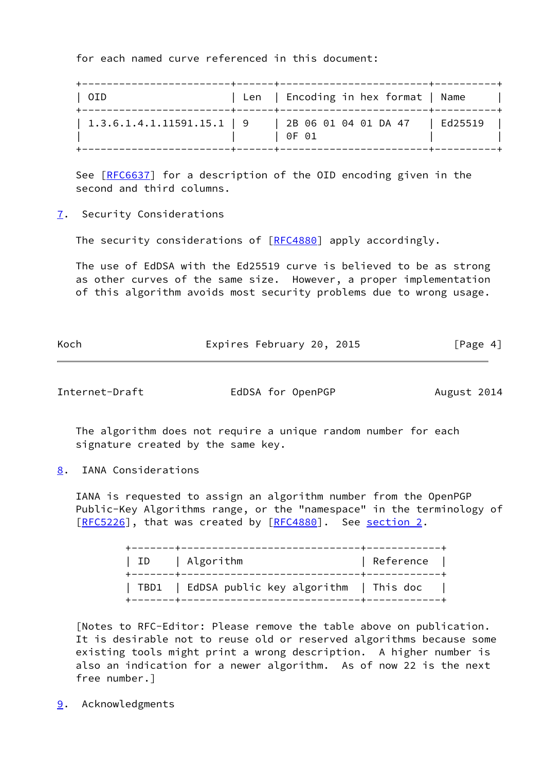for each named curve referenced in this document:

| OID | Len | Encoding in hex format | Name |
|---|---|---|---|
| 1.3.6.1.4.1.11591.15.1 | 9 | 2B 06 01 04 01 DA 47 0F 01 | Ed25519 |

See [RFC6637] for a description of the OID encoding given in the second and third columns.

## 7. Security Considerations

The security considerations of [RFC4880] apply accordingly.

The use of EdDSA with the Ed25519 curve is believed to be as strong as other curves of the same size. However, a proper implementation of this algorithm avoids most security problems due to wrong usage.

The algorithm does not require a unique random number for each signature created by the same key.

## 8. IANA Considerations

IANA is requested to assign an algorithm number from the OpenPGP Public-Key Algorithms range, or the "namespace" in the terminology of [RFC5226], that was created by [RFC4880]. See section 2.

| ID | Algorithm | Reference |
|---|---|---|
| TBD1 | EdDSA public key algorithm | This doc |

[Notes to RFC-Editor: Please remove the table above on publication. It is desirable not to reuse old or reserved algorithms because some existing tools might print a wrong description. A higher number is also an indication for a newer algorithm. As of now 22 is the next free number.]

## 9. Acknowledgments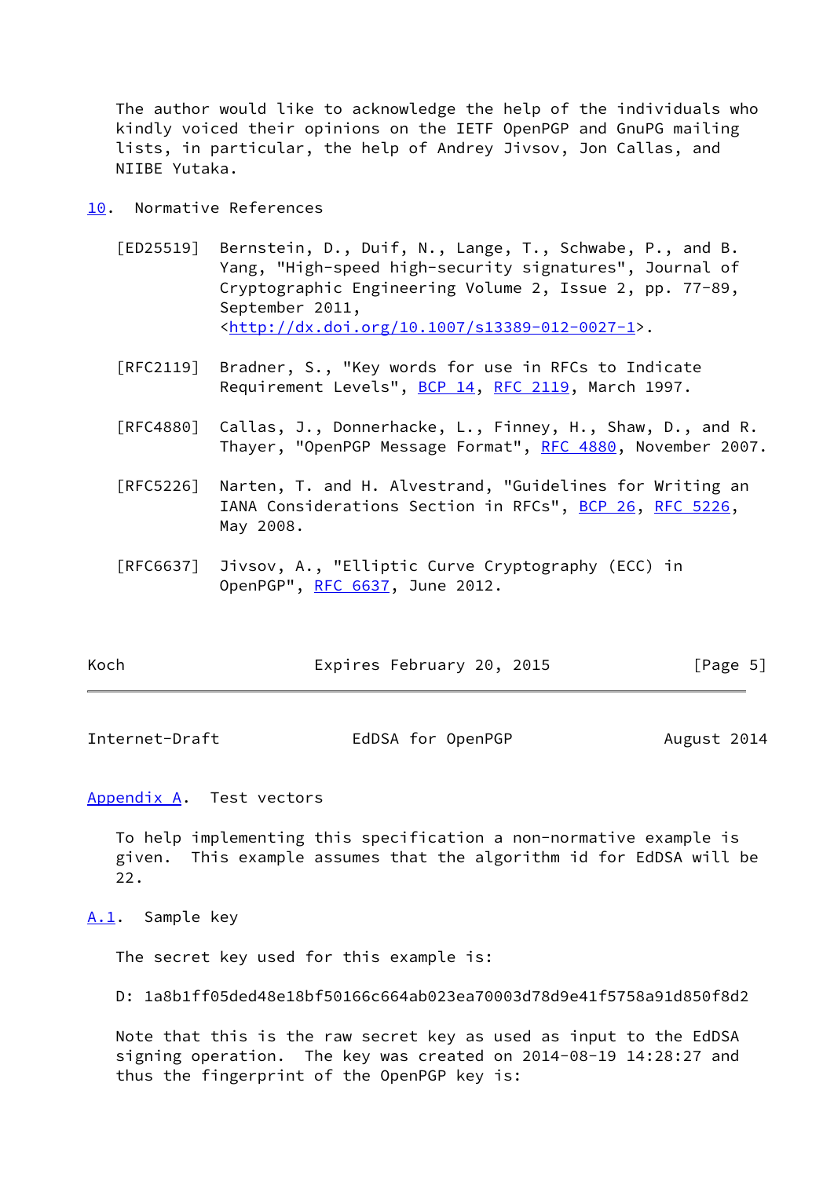The author would like to acknowledge the help of the individuals who kindly voiced their opinions on the IETF OpenPGP and GnuPG mailing lists, in particular, the help of Andrey Jivsov, Jon Callas, and NIIBE Yutaka.

## 10. Normative References

[ED25519] Bernstein, D., Duif, N., Lange, T., Schwabe, P., and B. Yang, "High-speed high-security signatures", Journal of Cryptographic Engineering Volume 2, Issue 2, pp. 77-89, September 2011, <http://dx.doi.org/10.1007/s13389-012-0027-1>.

[RFC2119] Bradner, S., "Key words for use in RFCs to Indicate Requirement Levels", BCP 14, RFC 2119, March 1997.

[RFC4880] Callas, J., Donnerhacke, L., Finney, H., Shaw, D., and R. Thayer, "OpenPGP Message Format", RFC 4880, November 2007.

[RFC5226] Narten, T. and H. Alvestrand, "Guidelines for Writing an IANA Considerations Section in RFCs", BCP 26, RFC 5226, May 2008.

[RFC6637] Jivsov, A., "Elliptic Curve Cryptography (ECC) in OpenPGP", RFC 6637, June 2012.

## Appendix A. Test vectors

To help implementing this specification a non-normative example is given. This example assumes that the algorithm id for EdDSA will be 22.

### A.1. Sample key

The secret key used for this example is:

```
D: 1a8b1ff05ded48e18bf50166c664ab023ea70003d78d9e41f5758a91d850f8d2
```

Note that this is the raw secret key as used as input to the EdDSA signing operation. The key was created on 2014-08-19 14:28:27 and thus the fingerprint of the OpenPGP key is: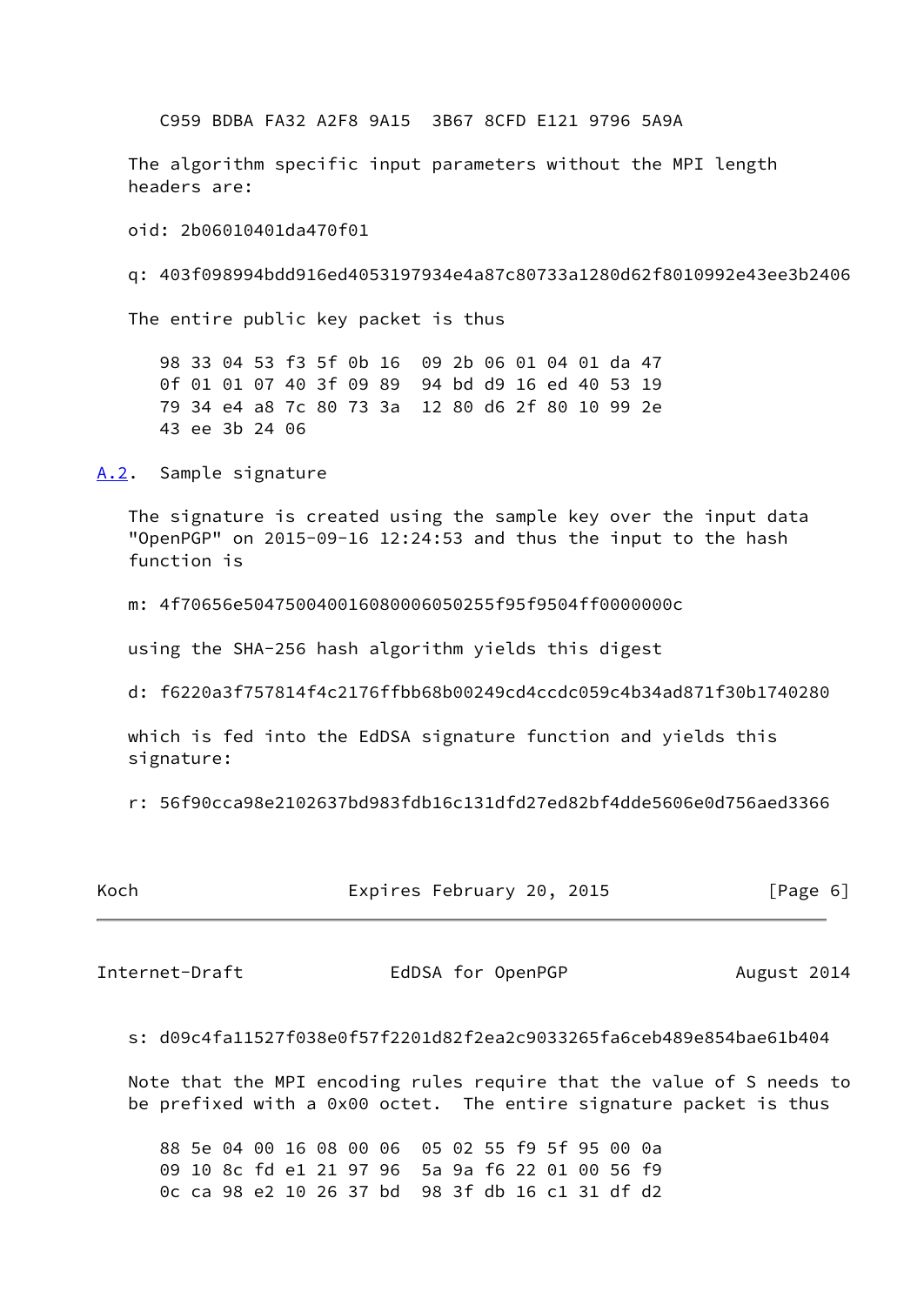```
C959 BDBA FA32 A2F8 9A15  3B67 8CFD E121 9796 5A9A
```

The algorithm specific input parameters without the MPI length headers are:

oid: 2b06010401da470f01

q: 403f098994bdd916ed4053197934e4a87c80733a1280d62f8010992e43ee3b2406

The entire public key packet is thus

```
98 33 04 53 f3 5f 0b 16  09 2b 06 01 04 01 da 47
0f 01 01 07 40 3f 09 89  94 bd d9 16 ed 40 53 19
79 34 e4 a8 7c 80 73 3a  12 80 d6 2f 80 10 99 2e
43 ee 3b 24 06
```

## A.2. Sample signature

The signature is created using the sample key over the input data "OpenPGP" on 2015-09-16 12:24:53 and thus the input to the hash function is

m: 4f70656e504750040016080006050255f95f9504ff0000000c

using the SHA-256 hash algorithm yields this digest

d: f6220a3f757814f4c2176ffbb68b00249cd4ccdc059c4b34ad871f30b1740280

which is fed into the EdDSA signature function and yields this signature:

r: 56f90cca98e2102637bd983fdb16c131dfd27ed82bf4dde5606e0d756aed3366

s: d09c4fa11527f038e0f57f2201d82f2ea2c9033265fa6ceb489e854bae61b404

Note that the MPI encoding rules require that the value of S needs to be prefixed with a 0x00 octet. The entire signature packet is thus

```
88 5e 04 00 16 08 00 06  05 02 55 f9 5f 95 00 0a
09 10 8c fd e1 21 97 96  5a 9a f6 22 01 00 56 f9
0c ca 98 e2 10 26 37 bd  98 3f db 16 c1 31 df d2
```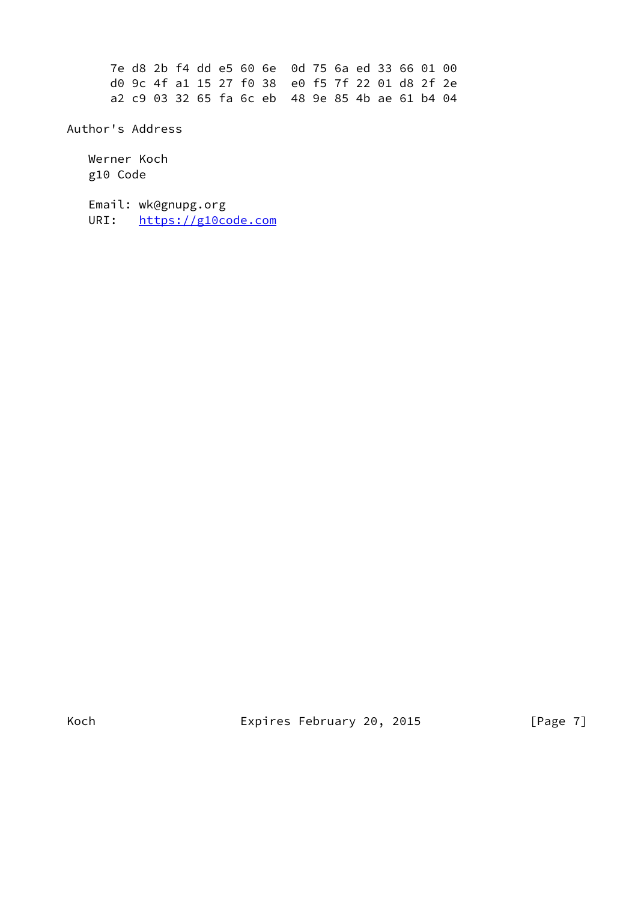```
      7e d8 2b f4 dd e5 60 6e  0d 75 6a ed 33 66 01 00
      d0 9c 4f a1 15 27 f0 38  e0 f5 7f 22 01 d8 2f 2e
      a2 c9 03 32 65 fa 6c eb  48 9e 85 4b ae 61 b4 04
```

## Author's Address

Werner Koch
g10 Code

Email: wk@gnupg.org
URI:   https://g10code.com